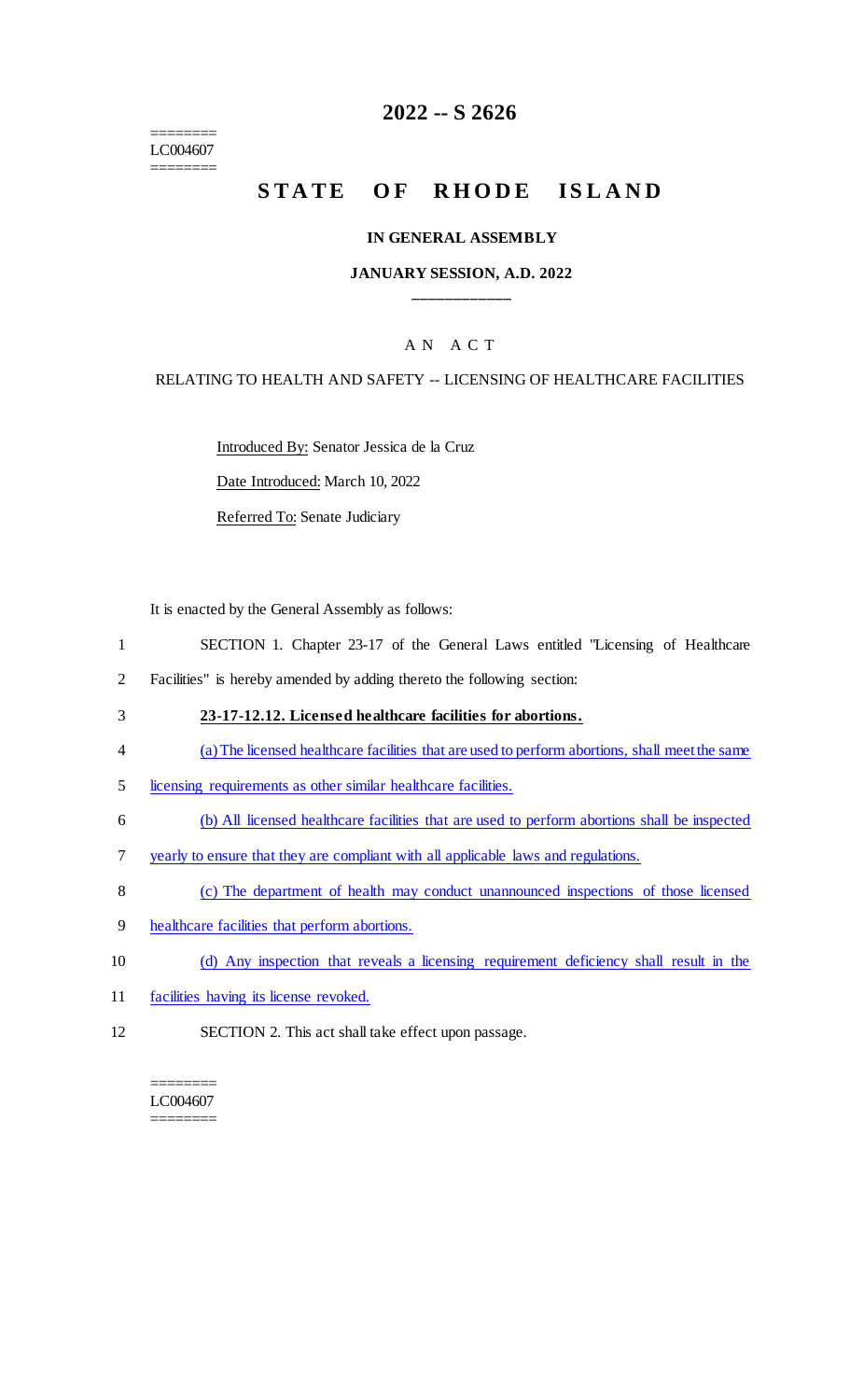========
LC004607
========

# 2022 -- S 2626

# STATE OF RHODE ISLAND

## IN GENERAL ASSEMBLY

### JANUARY SESSION, A.D. 2022

A N A C T

RELATING TO HEALTH AND SAFETY -- LICENSING OF HEALTHCARE FACILITIES

Introduced By: Senator Jessica de la Cruz

Date Introduced: March 10, 2022

Referred To: Senate Judiciary

It is enacted by the General Assembly as follows:

1 SECTION 1. Chapter 23-17 of the General Laws entitled "Licensing of Healthcare
2 Facilities" is hereby amended by adding thereto the following section:

3 **23-17-12.12. Licensed healthcare facilities for abortions.**

4 (a) The licensed healthcare facilities that are used to perform abortions, shall meet the same
5 licensing requirements as other similar healthcare facilities.

6 (b) All licensed healthcare facilities that are used to perform abortions shall be inspected
7 yearly to ensure that they are compliant with all applicable laws and regulations.

8 (c) The department of health may conduct unannounced inspections of those licensed
9 healthcare facilities that perform abortions.

10 (d) Any inspection that reveals a licensing requirement deficiency shall result in the
11 facilities having its license revoked.

12 SECTION 2. This act shall take effect upon passage.

========
LC004607
========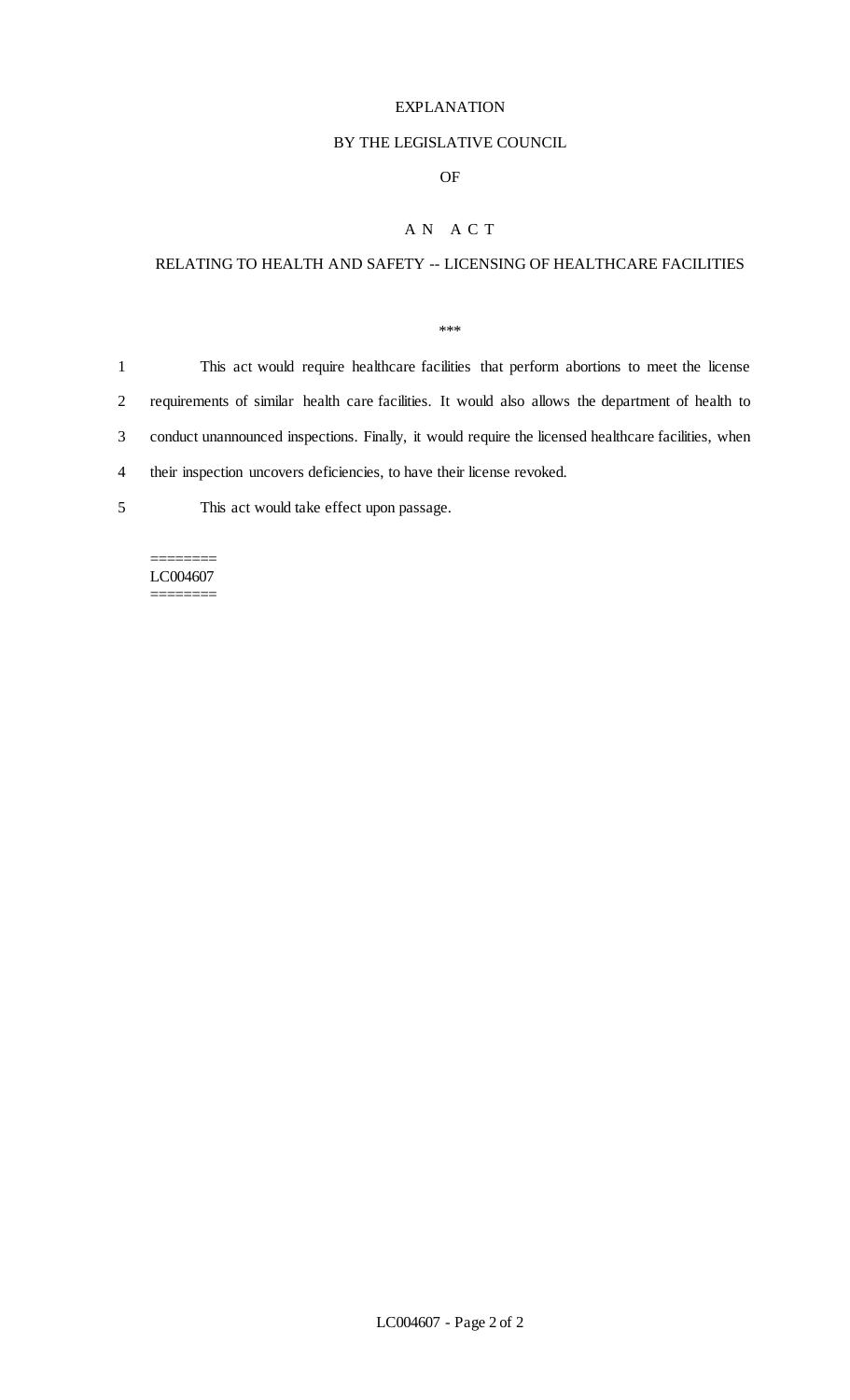EXPLANATION

BY THE LEGISLATIVE COUNCIL

OF

A N A C T

RELATING TO HEALTH AND SAFETY -- LICENSING OF HEALTHCARE FACILITIES

\*\*\*

1 This act would require healthcare facilities that perform abortions to meet the license
2 requirements of similar health care facilities. It would also allows the department of health to
3 conduct unannounced inspections. Finally, it would require the licensed healthcare facilities, when
4 their inspection uncovers deficiencies, to have their license revoked.
5 This act would take effect upon passage.

========
LC004607
========